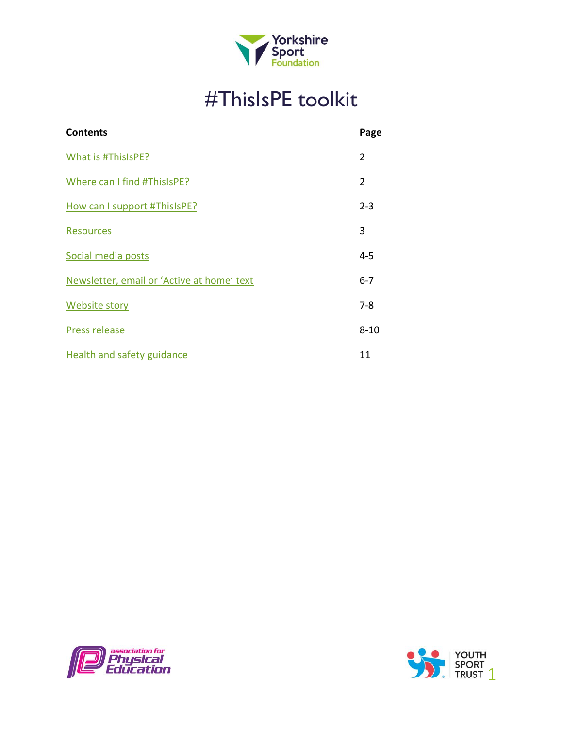# #ThisIsPE toolkit

| Contents | Page |
| --- | --- |
| What is #ThisIsPE? | 2 |
| Where can I find #ThisIsPE? | 2 |
| How can I support #ThisIsPE? | 2-3 |
| Resources | 3 |
| Social media posts | 4-5 |
| Newsletter, email or 'Active at home' text | 6-7 |
| Website story | 7-8 |
| Press release | 8-10 |
| Health and safety guidance | 11 |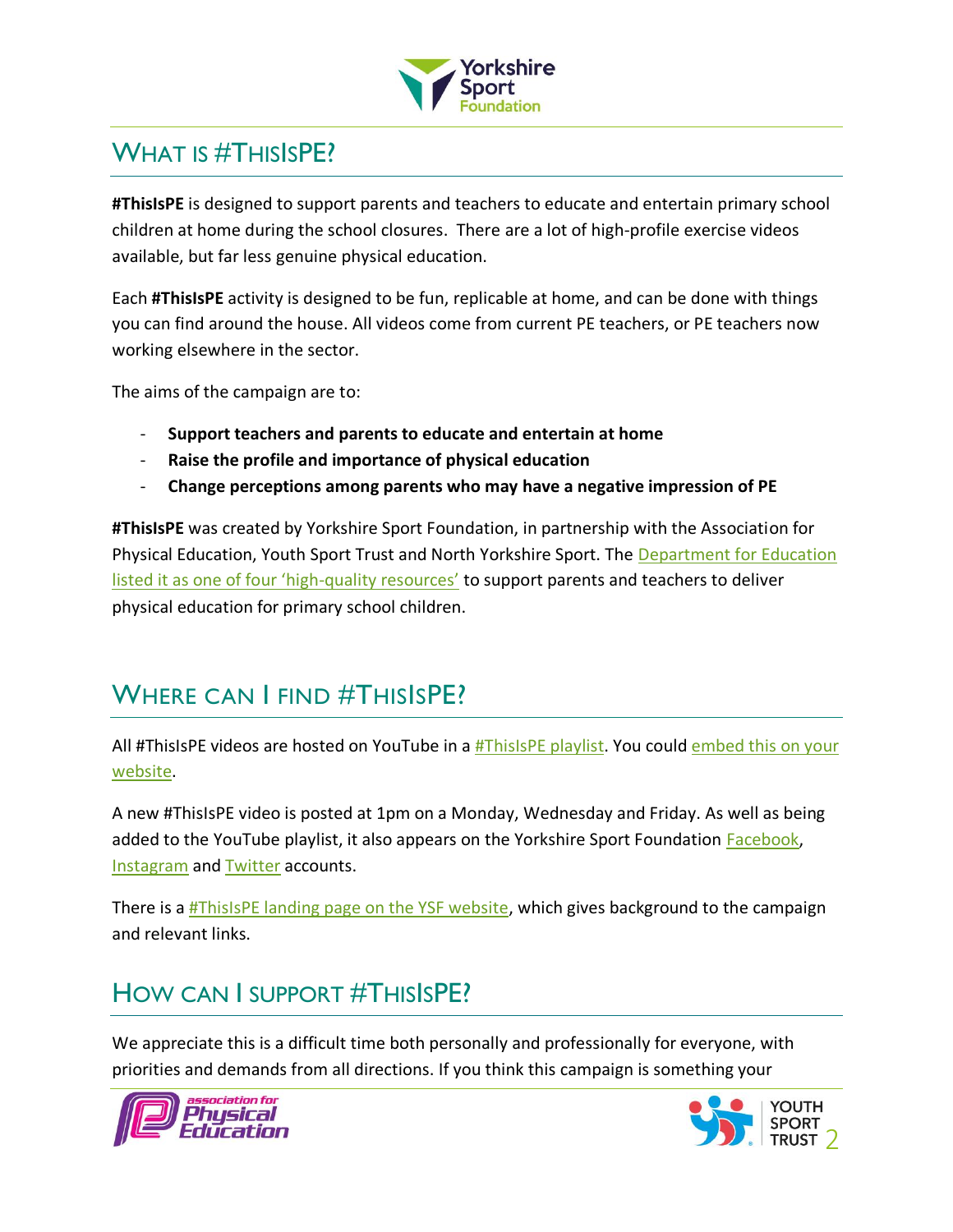## What is #ThisIsPE?

**#ThisIsPE** is designed to support parents and teachers to educate and entertain primary school children at home during the school closures. There are a lot of high-profile exercise videos available, but far less genuine physical education.

Each **#ThisIsPE** activity is designed to be fun, replicable at home, and can be done with things you can find around the house. All videos come from current PE teachers, or PE teachers now working elsewhere in the sector.

The aims of the campaign are to:

- **Support teachers and parents to educate and entertain at home**
- **Raise the profile and importance of physical education**
- **Change perceptions among parents who may have a negative impression of PE**

**#ThisIsPE** was created by Yorkshire Sport Foundation, in partnership with the Association for Physical Education, Youth Sport Trust and North Yorkshire Sport. The Department for Education listed it as one of four 'high-quality resources' to support parents and teachers to deliver physical education for primary school children.

## Where can I find #ThisIsPE?

All #ThisIsPE videos are hosted on YouTube in a #ThisIsPE playlist. You could embed this on your website.

A new #ThisIsPE video is posted at 1pm on a Monday, Wednesday and Friday. As well as being added to the YouTube playlist, it also appears on the Yorkshire Sport Foundation Facebook, Instagram and Twitter accounts.

There is a #ThisIsPE landing page on the YSF website, which gives background to the campaign and relevant links.

## How can I support #ThisIsPE?

We appreciate this is a difficult time both personally and professionally for everyone, with priorities and demands from all directions. If you think this campaign is something your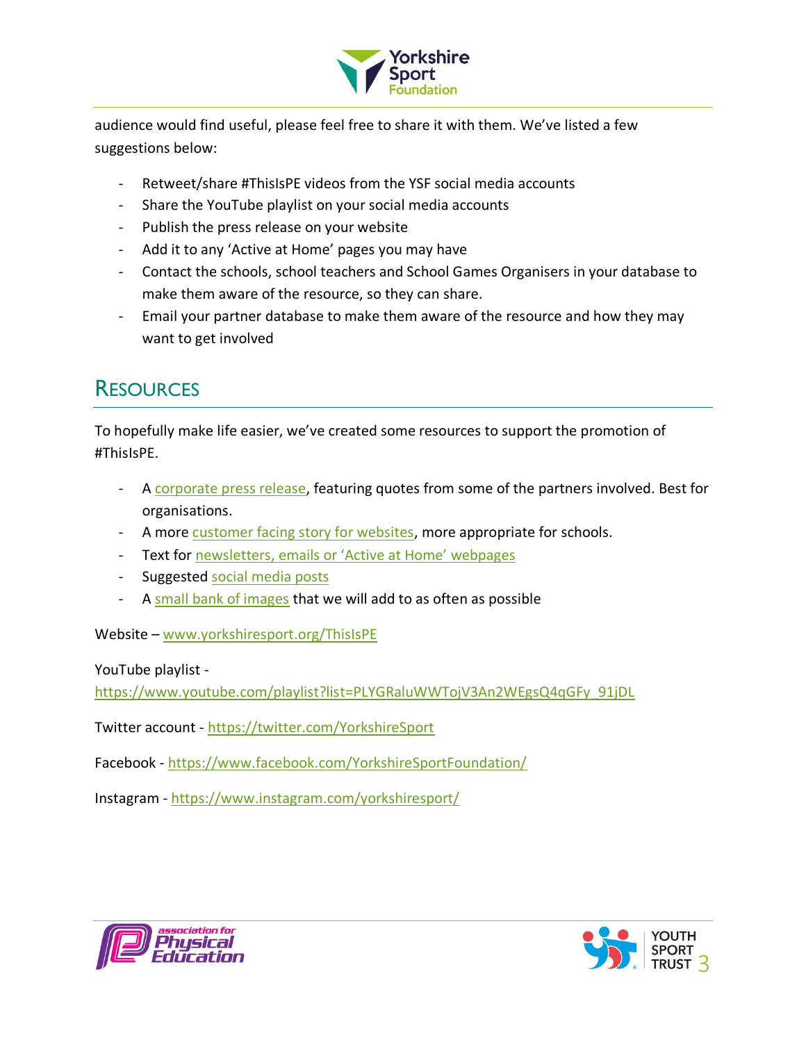audience would find useful, please feel free to share it with them. We've listed a few suggestions below:

- Retweet/share #ThisIsPE videos from the YSF social media accounts
- Share the YouTube playlist on your social media accounts
- Publish the press release on your website
- Add it to any 'Active at Home' pages you may have
- Contact the schools, school teachers and School Games Organisers in your database to make them aware of the resource, so they can share.
- Email your partner database to make them aware of the resource and how they may want to get involved

## Resources

To hopefully make life easier, we've created some resources to support the promotion of #ThisIsPE.

- A corporate press release, featuring quotes from some of the partners involved. Best for organisations.
- A more customer facing story for websites, more appropriate for schools.
- Text for newsletters, emails or 'Active at Home' webpages
- Suggested social media posts
- A small bank of images that we will add to as often as possible

Website – www.yorkshiresport.org/ThisIsPE

YouTube playlist - https://www.youtube.com/playlist?list=PLYGRaluWWTojV3An2WEgsQ4qGFy_91jDL

Twitter account - https://twitter.com/YorkshireSport

Facebook - https://www.facebook.com/YorkshireSportFoundation/

Instagram - https://www.instagram.com/yorkshiresport/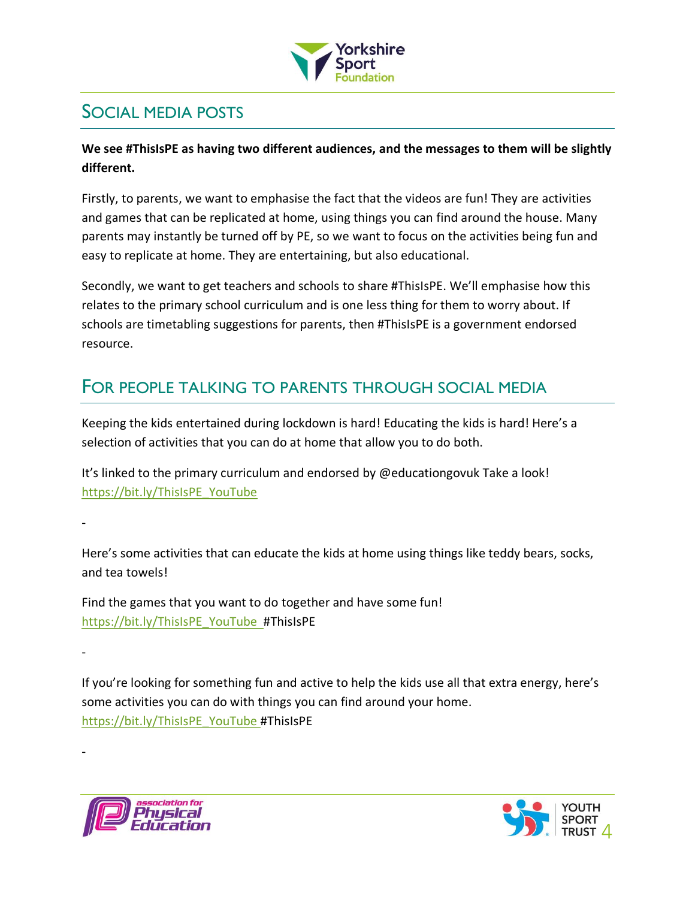## SOCIAL MEDIA POSTS

**We see #ThisIsPE as having two different audiences, and the messages to them will be slightly different.**

Firstly, to parents, we want to emphasise the fact that the videos are fun! They are activities and games that can be replicated at home, using things you can find around the house. Many parents may instantly be turned off by PE, so we want to focus on the activities being fun and easy to replicate at home. They are entertaining, but also educational.

Secondly, we want to get teachers and schools to share #ThisIsPE. We'll emphasise how this relates to the primary school curriculum and is one less thing for them to worry about. If schools are timetabling suggestions for parents, then #ThisIsPE is a government endorsed resource.

## FOR PEOPLE TALKING TO PARENTS THROUGH SOCIAL MEDIA

Keeping the kids entertained during lockdown is hard! Educating the kids is hard! Here's a selection of activities that you can do at home that allow you to do both.

It's linked to the primary curriculum and endorsed by @educationgovuk Take a look! https://bit.ly/ThisIsPE_YouTube

-

Here's some activities that can educate the kids at home using things like teddy bears, socks, and tea towels!

Find the games that you want to do together and have some fun! https://bit.ly/ThisIsPE_YouTube #ThisIsPE

-

If you're looking for something fun and active to help the kids use all that extra energy, here's some activities you can do with things you can find around your home. https://bit.ly/ThisIsPE_YouTube #ThisIsPE

-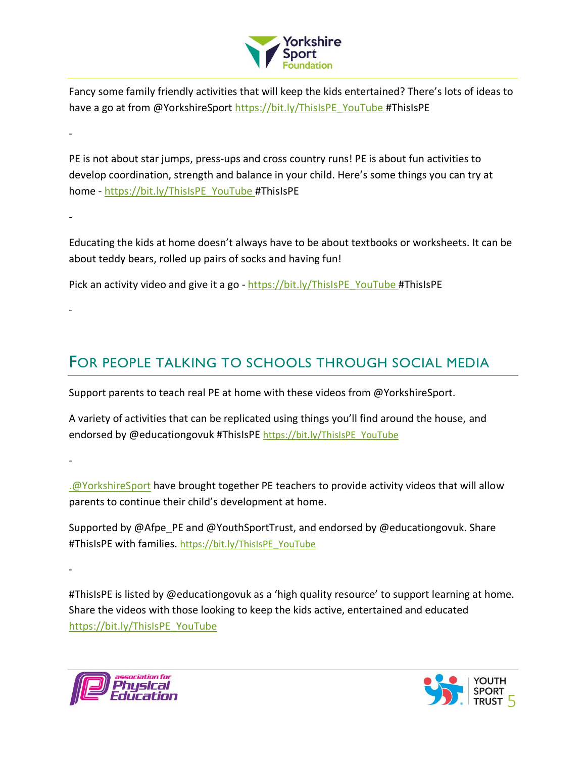Fancy some family friendly activities that will keep the kids entertained? There's lots of ideas to have a go at from @YorkshireSport https://bit.ly/ThisIsPE_YouTube #ThisIsPE

-

PE is not about star jumps, press-ups and cross country runs! PE is about fun activities to develop coordination, strength and balance in your child. Here's some things you can try at home - https://bit.ly/ThisIsPE_YouTube #ThisIsPE

-

Educating the kids at home doesn't always have to be about textbooks or worksheets. It can be about teddy bears, rolled up pairs of socks and having fun!

Pick an activity video and give it a go - https://bit.ly/ThisIsPE_YouTube #ThisIsPE

-

## For people talking to schools through social media

Support parents to teach real PE at home with these videos from @YorkshireSport.

A variety of activities that can be replicated using things you'll find around the house, and endorsed by @educationgovuk #ThisIsPE https://bit.ly/ThisIsPE_YouTube

-

.@YorkshireSport have brought together PE teachers to provide activity videos that will allow parents to continue their child's development at home.

Supported by @Afpe_PE and @YouthSportTrust, and endorsed by @educationgovuk. Share #ThisIsPE with families. https://bit.ly/ThisIsPE_YouTube

-

#ThisIsPE is listed by @educationgovuk as a 'high quality resource' to support learning at home. Share the videos with those looking to keep the kids active, entertained and educated https://bit.ly/ThisIsPE_YouTube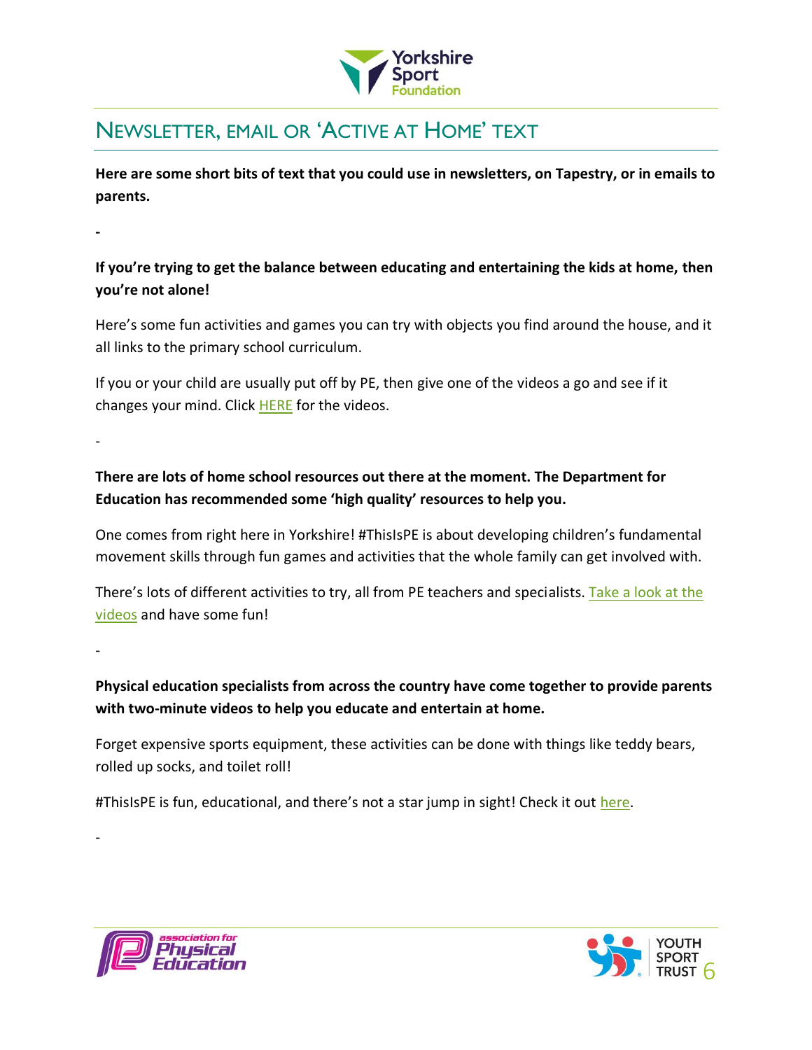## Newsletter, email or 'Active at Home' text

**Here are some short bits of text that you could use in newsletters, on Tapestry, or in emails to parents.**

-

**If you're trying to get the balance between educating and entertaining the kids at home, then you're not alone!**

Here's some fun activities and games you can try with objects you find around the house, and it all links to the primary school curriculum.

If you or your child are usually put off by PE, then give one of the videos a go and see if it changes your mind. Click HERE for the videos.

-

**There are lots of home school resources out there at the moment. The Department for Education has recommended some 'high quality' resources to help you.**

One comes from right here in Yorkshire! #ThisIsPE is about developing children's fundamental movement skills through fun games and activities that the whole family can get involved with.

There's lots of different activities to try, all from PE teachers and specialists. Take a look at the videos and have some fun!

-

**Physical education specialists from across the country have come together to provide parents with two-minute videos to help you educate and entertain at home.**

Forget expensive sports equipment, these activities can be done with things like teddy bears, rolled up socks, and toilet roll!

#ThisIsPE is fun, educational, and there's not a star jump in sight! Check it out here.

-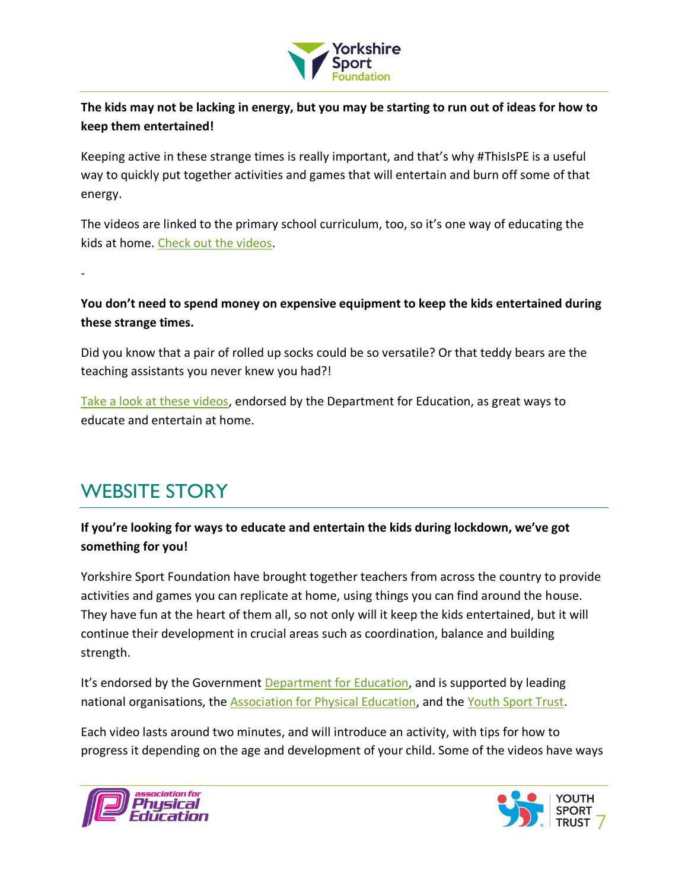**The kids may not be lacking in energy, but you may be starting to run out of ideas for how to keep them entertained!**

Keeping active in these strange times is really important, and that's why #ThisIsPE is a useful way to quickly put together activities and games that will entertain and burn off some of that energy.

The videos are linked to the primary school curriculum, too, so it's one way of educating the kids at home. Check out the videos.

-

**You don't need to spend money on expensive equipment to keep the kids entertained during these strange times.**

Did you know that a pair of rolled up socks could be so versatile? Or that teddy bears are the teaching assistants you never knew you had?!

Take a look at these videos, endorsed by the Department for Education, as great ways to educate and entertain at home.

## WEBSITE STORY

**If you're looking for ways to educate and entertain the kids during lockdown, we've got something for you!**

Yorkshire Sport Foundation have brought together teachers from across the country to provide activities and games you can replicate at home, using things you can find around the house. They have fun at the heart of them all, so not only will it keep the kids entertained, but it will continue their development in crucial areas such as coordination, balance and building strength.

It's endorsed by the Government Department for Education, and is supported by leading national organisations, the Association for Physical Education, and the Youth Sport Trust.

Each video lasts around two minutes, and will introduce an activity, with tips for how to progress it depending on the age and development of your child. Some of the videos have ways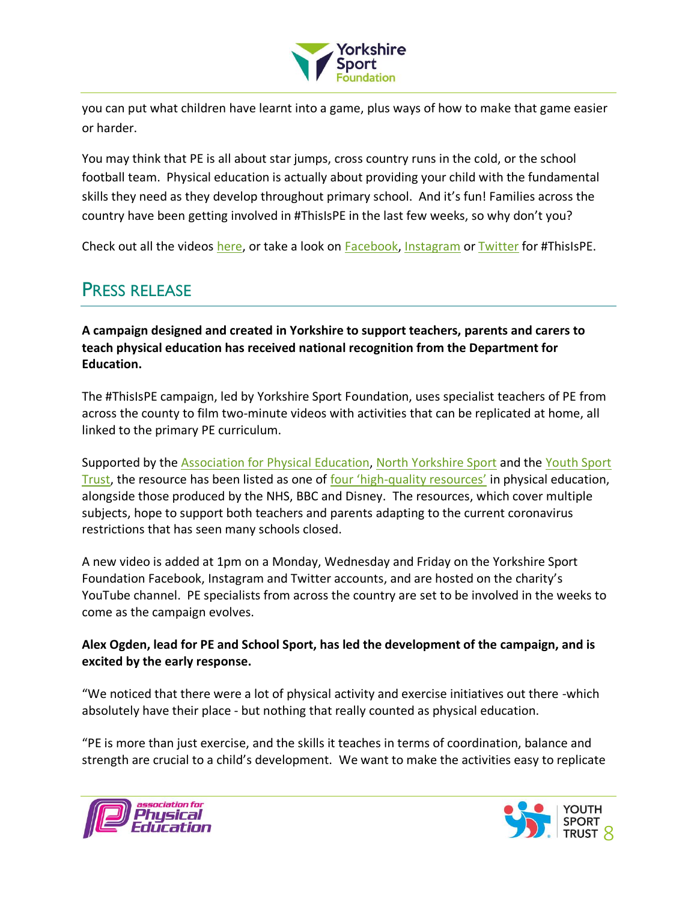you can put what children have learnt into a game, plus ways of how to make that game easier or harder.

You may think that PE is all about star jumps, cross country runs in the cold, or the school football team. Physical education is actually about providing your child with the fundamental skills they need as they develop throughout primary school. And it's fun! Families across the country have been getting involved in #ThisIsPE in the last few weeks, so why don't you?

Check out all the videos here, or take a look on Facebook, Instagram or Twitter for #ThisIsPE.

## Press Release

**A campaign designed and created in Yorkshire to support teachers, parents and carers to teach physical education has received national recognition from the Department for Education.**

The #ThisIsPE campaign, led by Yorkshire Sport Foundation, uses specialist teachers of PE from across the county to film two-minute videos with activities that can be replicated at home, all linked to the primary PE curriculum.

Supported by the Association for Physical Education, North Yorkshire Sport and the Youth Sport Trust, the resource has been listed as one of four 'high-quality resources' in physical education, alongside those produced by the NHS, BBC and Disney. The resources, which cover multiple subjects, hope to support both teachers and parents adapting to the current coronavirus restrictions that has seen many schools closed.

A new video is added at 1pm on a Monday, Wednesday and Friday on the Yorkshire Sport Foundation Facebook, Instagram and Twitter accounts, and are hosted on the charity's YouTube channel. PE specialists from across the country are set to be involved in the weeks to come as the campaign evolves.

**Alex Ogden, lead for PE and School Sport, has led the development of the campaign, and is excited by the early response.**

"We noticed that there were a lot of physical activity and exercise initiatives out there -which absolutely have their place - but nothing that really counted as physical education.

"PE is more than just exercise, and the skills it teaches in terms of coordination, balance and strength are crucial to a child's development. We want to make the activities easy to replicate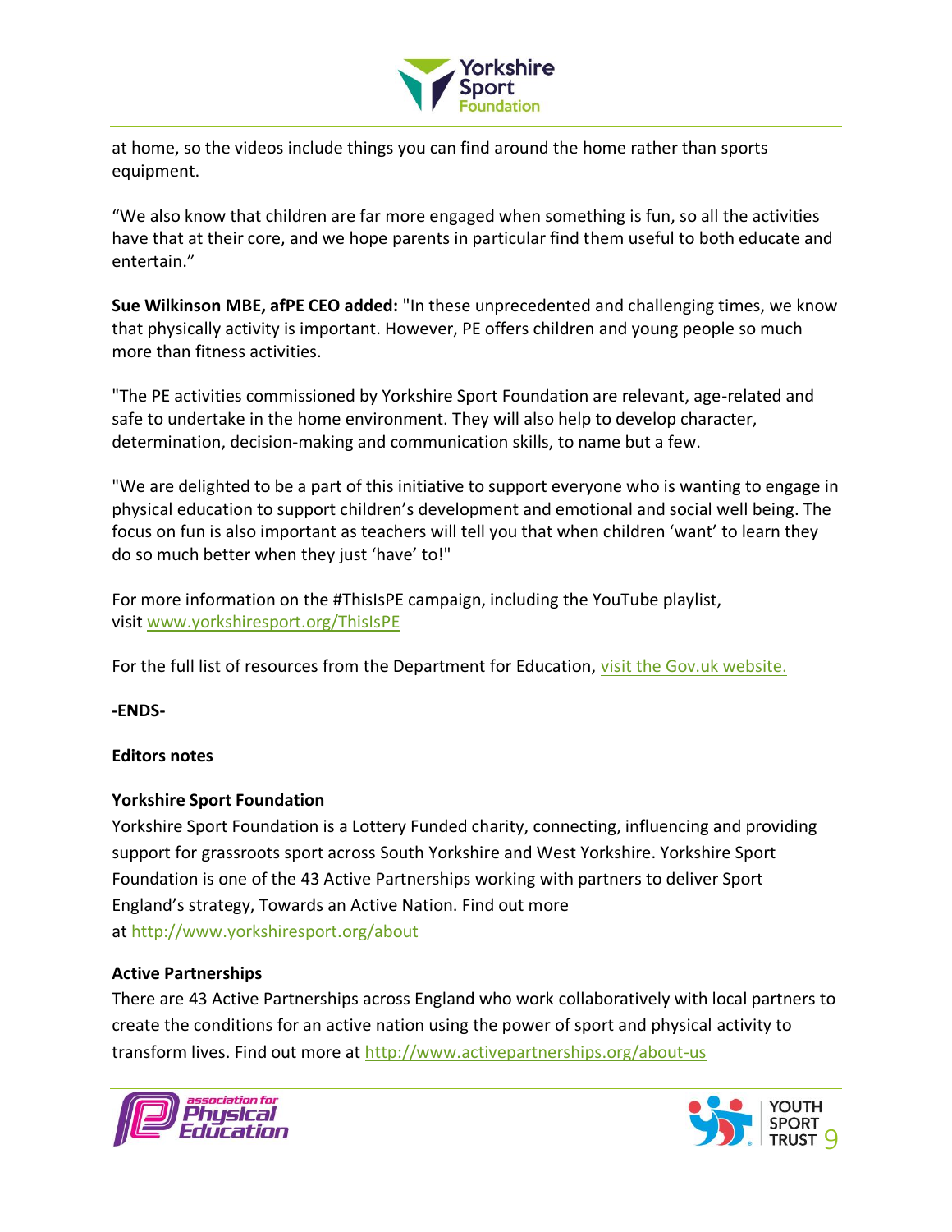at home, so the videos include things you can find around the home rather than sports equipment.

"We also know that children are far more engaged when something is fun, so all the activities have that at their core, and we hope parents in particular find them useful to both educate and entertain."

**Sue Wilkinson MBE, afPE CEO added:** "In these unprecedented and challenging times, we know that physically activity is important. However, PE offers children and young people so much more than fitness activities.

"The PE activities commissioned by Yorkshire Sport Foundation are relevant, age-related and safe to undertake in the home environment. They will also help to develop character, determination, decision-making and communication skills, to name but a few.

"We are delighted to be a part of this initiative to support everyone who is wanting to engage in physical education to support children's development and emotional and social well being. The focus on fun is also important as teachers will tell you that when children 'want' to learn they do so much better when they just 'have' to!"

For more information on the #ThisIsPE campaign, including the YouTube playlist, visit www.yorkshiresport.org/ThisIsPE

For the full list of resources from the Department for Education, visit the Gov.uk website.

**-ENDS-**

**Editors notes**

**Yorkshire Sport Foundation**

Yorkshire Sport Foundation is a Lottery Funded charity, connecting, influencing and providing support for grassroots sport across South Yorkshire and West Yorkshire. Yorkshire Sport Foundation is one of the 43 Active Partnerships working with partners to deliver Sport England's strategy, Towards an Active Nation. Find out more at http://www.yorkshiresport.org/about

**Active Partnerships**

There are 43 Active Partnerships across England who work collaboratively with local partners to create the conditions for an active nation using the power of sport and physical activity to transform lives. Find out more at http://www.activepartnerships.org/about-us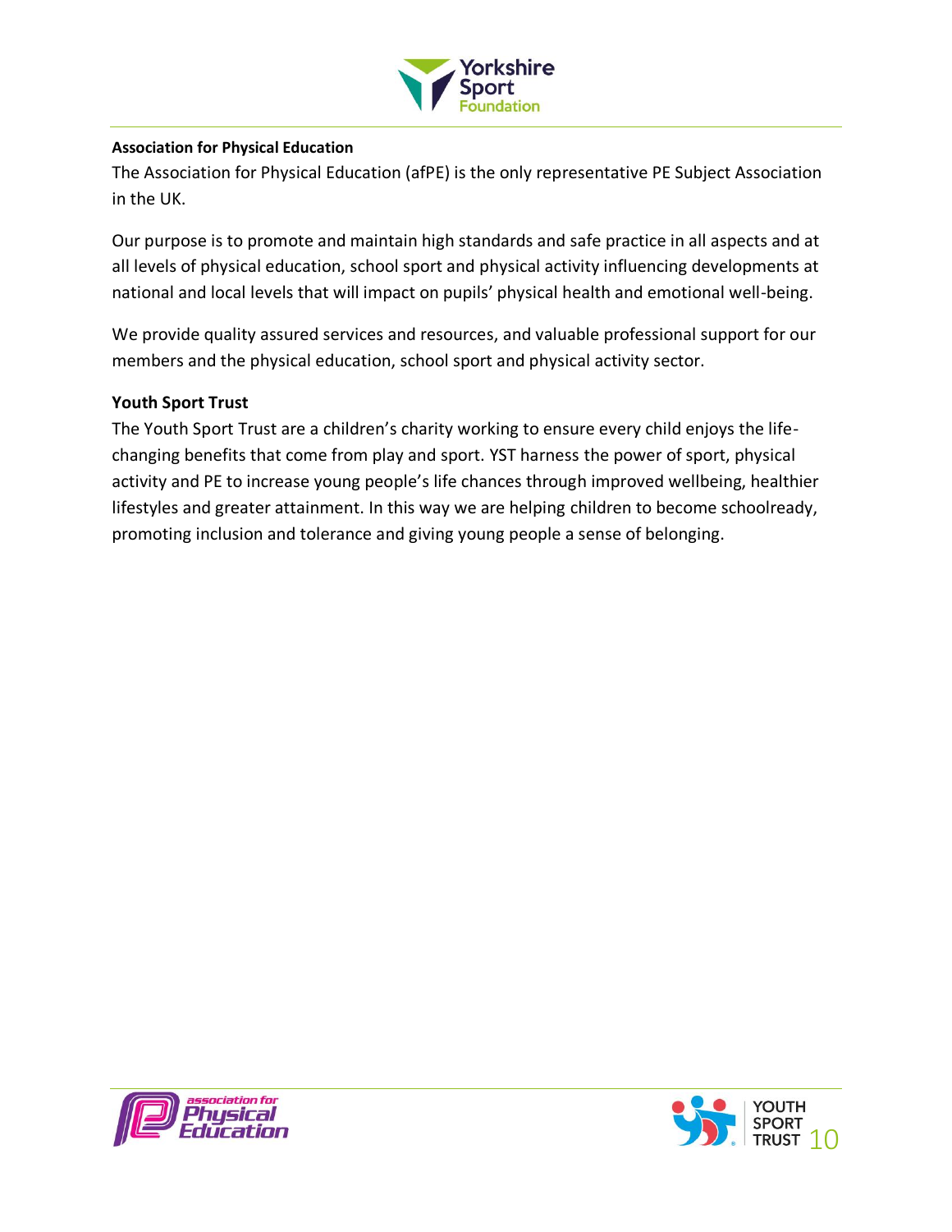**Association for Physical Education**

The Association for Physical Education (afPE) is the only representative PE Subject Association in the UK.

Our purpose is to promote and maintain high standards and safe practice in all aspects and at all levels of physical education, school sport and physical activity influencing developments at national and local levels that will impact on pupils' physical health and emotional well-being.

We provide quality assured services and resources, and valuable professional support for our members and the physical education, school sport and physical activity sector.

**Youth Sport Trust**

The Youth Sport Trust are a children's charity working to ensure every child enjoys the life-changing benefits that come from play and sport. YST harness the power of sport, physical activity and PE to increase young people's life chances through improved wellbeing, healthier lifestyles and greater attainment. In this way we are helping children to become schoolready, promoting inclusion and tolerance and giving young people a sense of belonging.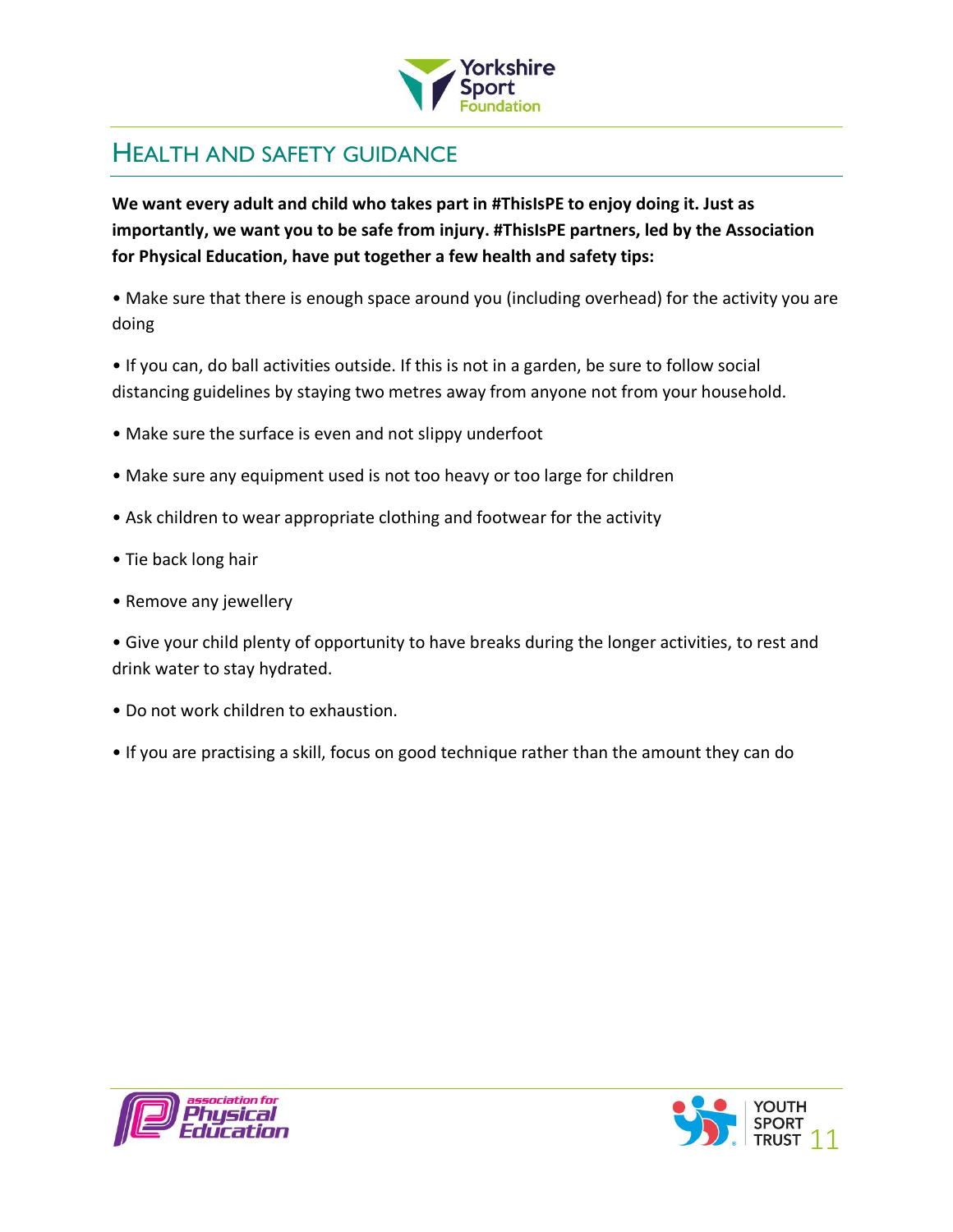## Health and safety guidance

**We want every adult and child who takes part in #ThisIsPE to enjoy doing it. Just as importantly, we want you to be safe from injury. #ThisIsPE partners, led by the Association for Physical Education, have put together a few health and safety tips:**

- Make sure that there is enough space around you (including overhead) for the activity you are doing
- If you can, do ball activities outside. If this is not in a garden, be sure to follow social distancing guidelines by staying two metres away from anyone not from your household.
- Make sure the surface is even and not slippy underfoot
- Make sure any equipment used is not too heavy or too large for children
- Ask children to wear appropriate clothing and footwear for the activity
- Tie back long hair
- Remove any jewellery
- Give your child plenty of opportunity to have breaks during the longer activities, to rest and drink water to stay hydrated.
- Do not work children to exhaustion.
- If you are practising a skill, focus on good technique rather than the amount they can do